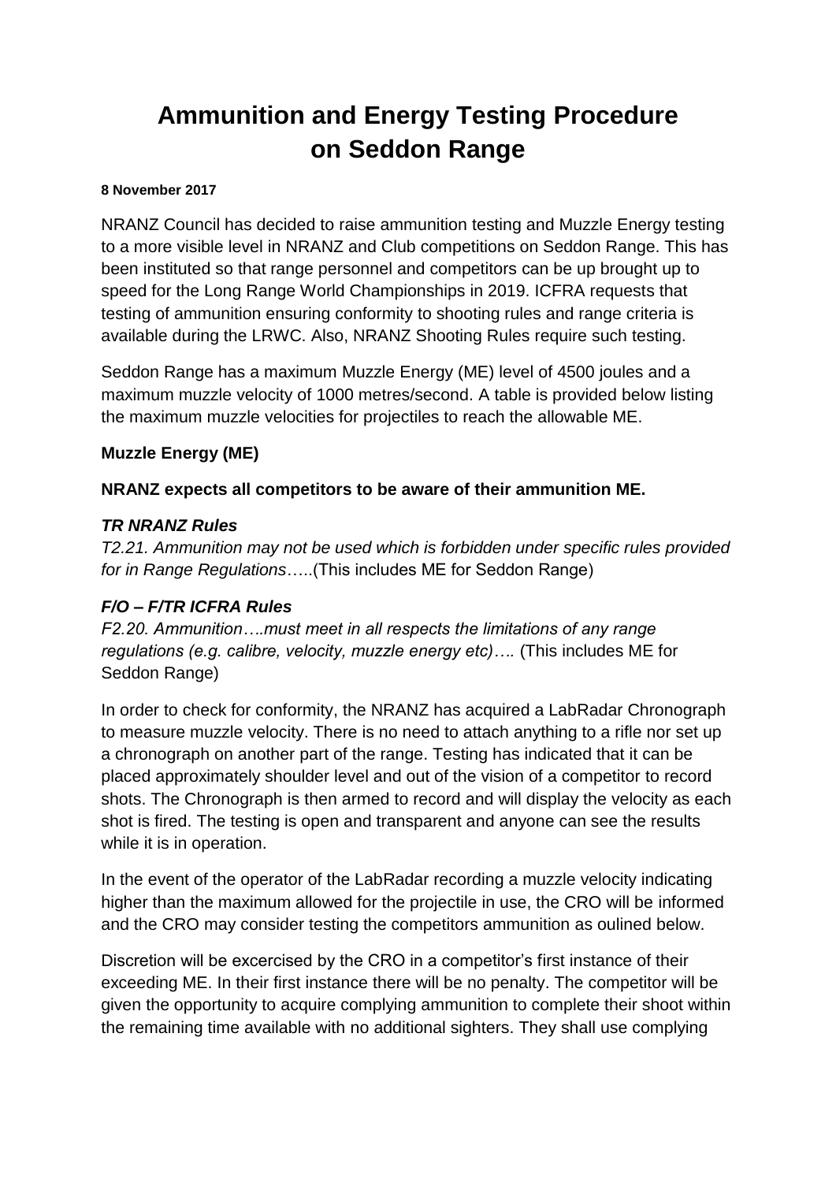# Ammunition and Energy Testing Procedure on Seddon Range

**8 November 2017**

NRANZ Council has decided to raise ammunition testing and Muzzle Energy testing to a more visible level in NRANZ and Club competitions on Seddon Range. This has been instituted so that range personnel and competitors can be up brought up to speed for the Long Range World Championships in 2019. ICFRA requests that testing of ammunition ensuring conformity to shooting rules and range criteria is available during the LRWC. Also, NRANZ Shooting Rules require such testing.

Seddon Range has a maximum Muzzle Energy (ME) level of 4500 joules and a maximum muzzle velocity of 1000 metres/second. A table is provided below listing the maximum muzzle velocities for projectiles to reach the allowable ME.

### Muzzle Energy (ME)

**NRANZ expects all competitors to be aware of their ammunition ME.**

#### *TR NRANZ Rules*

*T2.21. Ammunition may not be used which is forbidden under specific rules provided for in Range Regulations*…..(This includes ME for Seddon Range)

#### *F/O – F/TR ICFRA Rules*

*F2.20. Ammunition…..must meet in all respects the limitations of any range regulations (e.g. calibre, velocity, muzzle energy etc)….* (This includes ME for Seddon Range)

In order to check for conformity, the NRANZ has acquired a LabRadar Chronograph to measure muzzle velocity. There is no need to attach anything to a rifle nor set up a chronograph on another part of the range. Testing has indicated that it can be placed approximately shoulder level and out of the vision of a competitor to record shots. The Chronograph is then armed to record and will display the velocity as each shot is fired. The testing is open and transparent and anyone can see the results while it is in operation.

In the event of the operator of the LabRadar recording a muzzle velocity indicating higher than the maximum allowed for the projectile in use, the CRO will be informed and the CRO may consider testing the competitors ammunition as oulined below.

Discretion will be excercised by the CRO in a competitor's first instance of their exceeding ME. In their first instance there will be no penalty. The competitor will be given the opportunity to acquire complying ammunition to complete their shoot within the remaining time available with no additional sighters. They shall use complying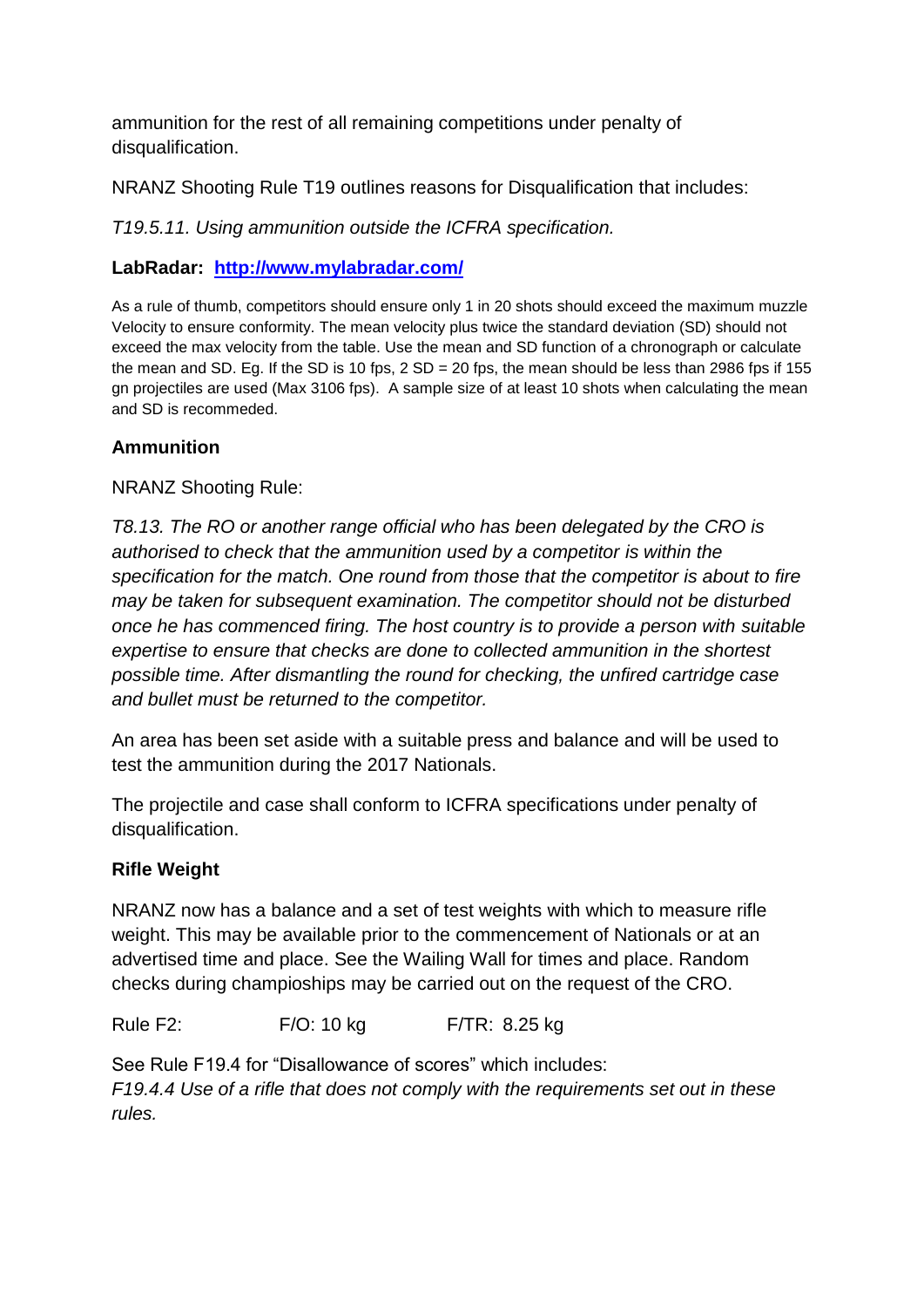ammunition for the rest of all remaining competitions under penalty of disqualification.

NRANZ Shooting Rule T19 outlines reasons for Disqualification that includes:

*T19.5.11. Using ammunition outside the ICFRA specification.*

**LabRadar: [http://www.mylabradar.com/](http://www.mylabradar.com/)**

As a rule of thumb, competitors should ensure only 1 in 20 shots should exceed the maximum muzzle Velocity to ensure conformity. The mean velocity plus twice the standard deviation (SD) should not exceed the max velocity from the table. Use the mean and SD function of a chronograph or calculate the mean and SD. Eg. If the SD is 10 fps, 2 SD = 20 fps, the mean should be less than 2986 fps if 155 gn projectiles are used (Max 3106 fps). A sample size of at least 10 shots when calculating the mean and SD is recommeded.

**Ammunition**

NRANZ Shooting Rule:

*T8.13. The RO or another range official who has been delegated by the CRO is authorised to check that the ammunition used by a competitor is within the specification for the match. One round from those that the competitor is about to fire may be taken for subsequent examination. The competitor should not be disturbed once he has commenced firing. The host country is to provide a person with suitable expertise to ensure that checks are done to collected ammunition in the shortest possible time. After dismantling the round for checking, the unfired cartridge case and bullet must be returned to the competitor.*

An area has been set aside with a suitable press and balance and will be used to test the ammunition during the 2017 Nationals.

The projectile and case shall conform to ICFRA specifications under penalty of disqualification.

**Rifle Weight**

NRANZ now has a balance and a set of test weights with which to measure rifle weight. This may be available prior to the commencement of Nationals or at an advertised time and place. See the Wailing Wall for times and place. Random checks during champioships may be carried out on the request of the CRO.

Rule F2: F/O: 10 kg F/TR: 8.25 kg

See Rule F19.4 for "Disallowance of scores" which includes:
*F19.4.4 Use of a rifle that does not comply with the requirements set out in these rules.*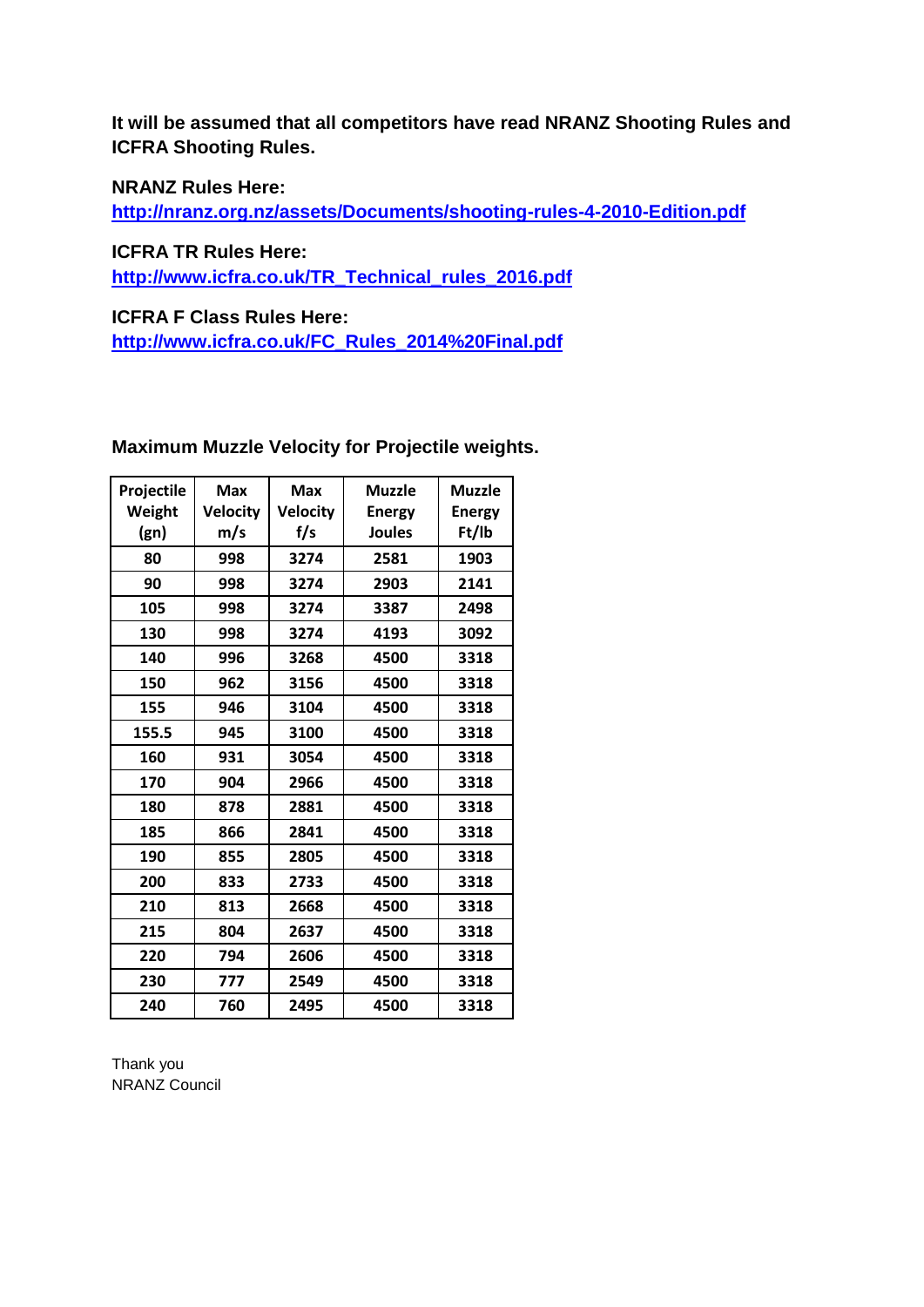**It will be assumed that all competitors have read NRANZ Shooting Rules and ICFRA Shooting Rules.**

**NRANZ Rules Here:**
**http://nranz.org.nz/assets/Documents/shooting-rules-4-2010-Edition.pdf**

**ICFRA TR Rules Here:**
**http://www.icfra.co.uk/TR_Technical_rules_2016.pdf**

**ICFRA F Class Rules Here:**
**http://www.icfra.co.uk/FC_Rules_2014%20Final.pdf**

**Maximum Muzzle Velocity for Projectile weights.**

| Projectile Weight (gn) | Max Velocity m/s | Max Velocity f/s | Muzzle Energy Joules | Muzzle Energy Ft/lb |
|---|---|---|---|---|
| 80 | 998 | 3274 | 2581 | 1903 |
| 90 | 998 | 3274 | 2903 | 2141 |
| 105 | 998 | 3274 | 3387 | 2498 |
| 130 | 998 | 3274 | 4193 | 3092 |
| 140 | 996 | 3268 | 4500 | 3318 |
| 150 | 962 | 3156 | 4500 | 3318 |
| 155 | 946 | 3104 | 4500 | 3318 |
| 155.5 | 945 | 3100 | 4500 | 3318 |
| 160 | 931 | 3054 | 4500 | 3318 |
| 170 | 904 | 2966 | 4500 | 3318 |
| 180 | 878 | 2881 | 4500 | 3318 |
| 185 | 866 | 2841 | 4500 | 3318 |
| 190 | 855 | 2805 | 4500 | 3318 |
| 200 | 833 | 2733 | 4500 | 3318 |
| 210 | 813 | 2668 | 4500 | 3318 |
| 215 | 804 | 2637 | 4500 | 3318 |
| 220 | 794 | 2606 | 4500 | 3318 |
| 230 | 777 | 2549 | 4500 | 3318 |
| 240 | 760 | 2495 | 4500 | 3318 |

Thank you
NRANZ Council